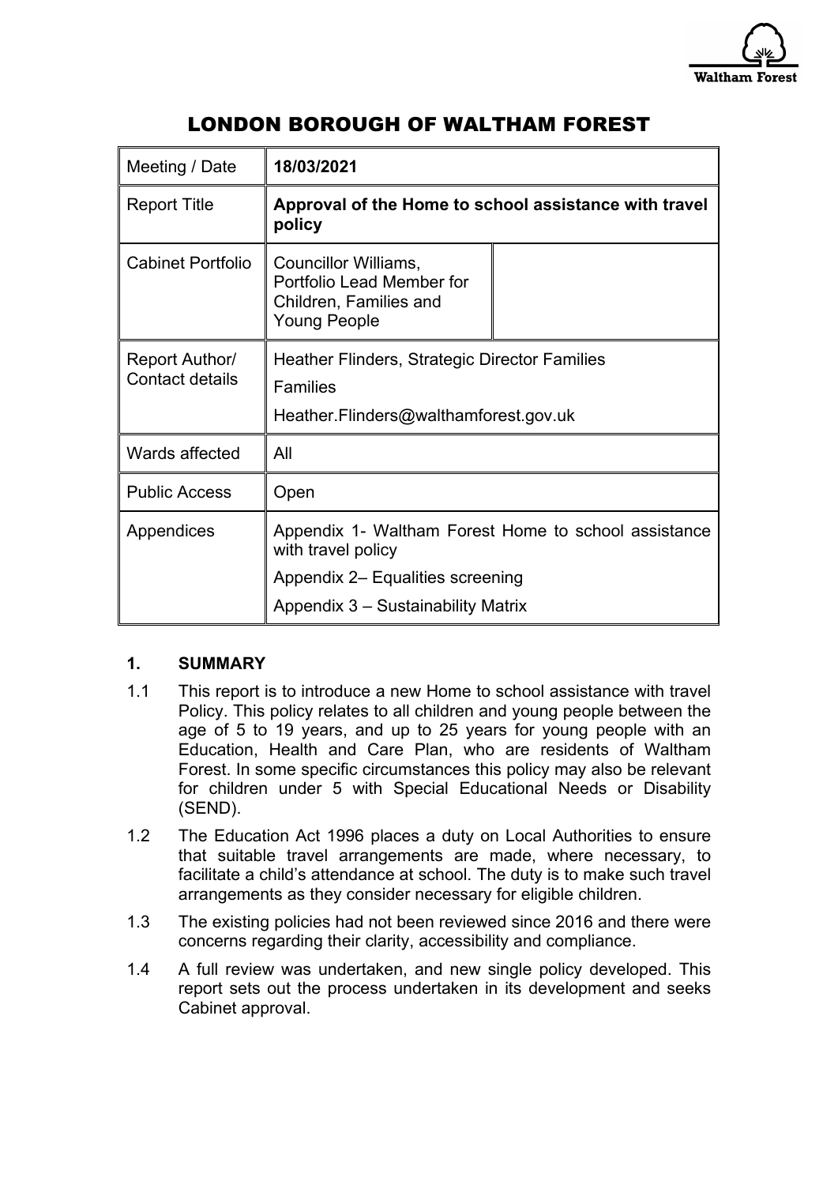# LONDON BOROUGH OF WALTHAM FOREST

| Meeting / Date | **18/03/2021** | |
|---|---|---|
| Report Title | **Approval of the Home to school assistance with travel policy** | |
| Cabinet Portfolio | Councillor Williams, Portfolio Lead Member for Children, Families and Young People | |
| Report Author/ Contact details | Heather Flinders, Strategic Director Families<br>Families<br>Heather.Flinders@walthamforest.gov.uk | |
| Wards affected | All | |
| Public Access | Open | |
| Appendices | Appendix 1- Waltham Forest Home to school assistance with travel policy<br>Appendix 2– Equalities screening<br>Appendix 3 – Sustainability Matrix | |

## 1. SUMMARY

1.1 This report is to introduce a new Home to school assistance with travel Policy. This policy relates to all children and young people between the age of 5 to 19 years, and up to 25 years for young people with an Education, Health and Care Plan, who are residents of Waltham Forest. In some specific circumstances this policy may also be relevant for children under 5 with Special Educational Needs or Disability (SEND).

1.2 The Education Act 1996 places a duty on Local Authorities to ensure that suitable travel arrangements are made, where necessary, to facilitate a child's attendance at school. The duty is to make such travel arrangements as they consider necessary for eligible children.

1.3 The existing policies had not been reviewed since 2016 and there were concerns regarding their clarity, accessibility and compliance.

1.4 A full review was undertaken, and new single policy developed. This report sets out the process undertaken in its development and seeks Cabinet approval.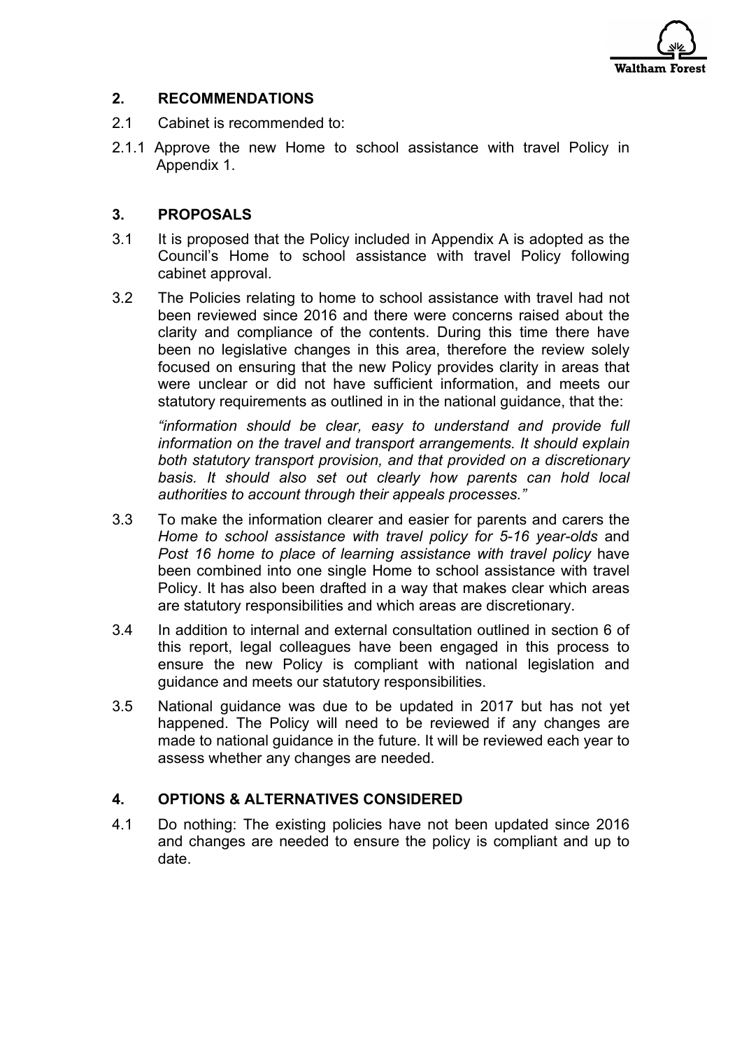## 2. RECOMMENDATIONS

2.1 Cabinet is recommended to:

2.1.1 Approve the new Home to school assistance with travel Policy in Appendix 1.

## 3. PROPOSALS

3.1 It is proposed that the Policy included in Appendix A is adopted as the Council's Home to school assistance with travel Policy following cabinet approval.

3.2 The Policies relating to home to school assistance with travel had not been reviewed since 2016 and there were concerns raised about the clarity and compliance of the contents. During this time there have been no legislative changes in this area, therefore the review solely focused on ensuring that the new Policy provides clarity in areas that were unclear or did not have sufficient information, and meets our statutory requirements as outlined in in the national guidance, that the:

*"information should be clear, easy to understand and provide full information on the travel and transport arrangements. It should explain both statutory transport provision, and that provided on a discretionary basis. It should also set out clearly how parents can hold local authorities to account through their appeals processes."*

3.3 To make the information clearer and easier for parents and carers the *Home to school assistance with travel policy for 5-16 year-olds* and *Post 16 home to place of learning assistance with travel policy* have been combined into one single Home to school assistance with travel Policy. It has also been drafted in a way that makes clear which areas are statutory responsibilities and which areas are discretionary.

3.4 In addition to internal and external consultation outlined in section 6 of this report, legal colleagues have been engaged in this process to ensure the new Policy is compliant with national legislation and guidance and meets our statutory responsibilities.

3.5 National guidance was due to be updated in 2017 but has not yet happened. The Policy will need to be reviewed if any changes are made to national guidance in the future. It will be reviewed each year to assess whether any changes are needed.

## 4. OPTIONS & ALTERNATIVES CONSIDERED

4.1 Do nothing: The existing policies have not been updated since 2016 and changes are needed to ensure the policy is compliant and up to date.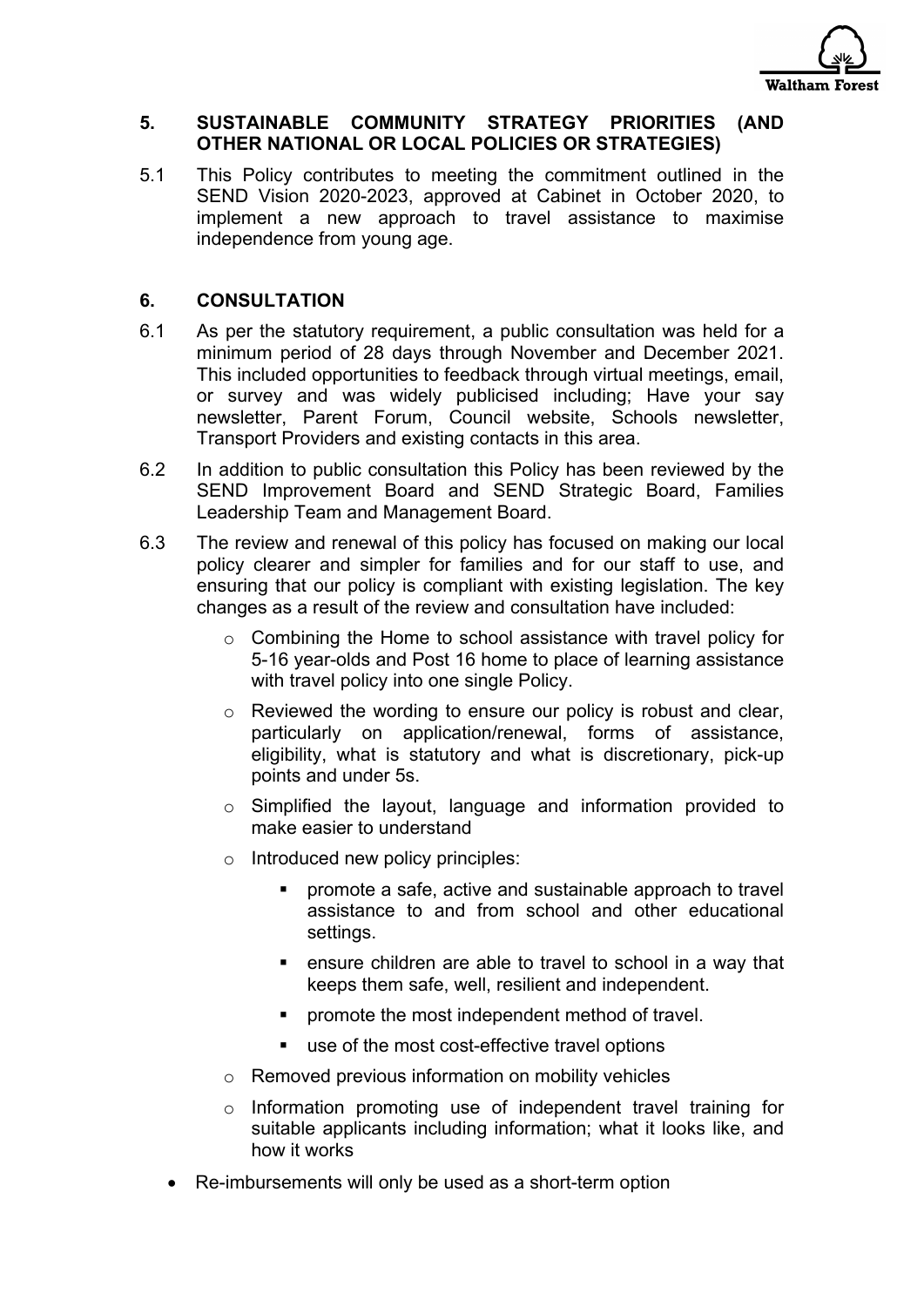## 5. SUSTAINABLE COMMUNITY STRATEGY PRIORITIES (AND OTHER NATIONAL OR LOCAL POLICIES OR STRATEGIES)

5.1 This Policy contributes to meeting the commitment outlined in the SEND Vision 2020-2023, approved at Cabinet in October 2020, to implement a new approach to travel assistance to maximise independence from young age.

## 6. CONSULTATION

6.1 As per the statutory requirement, a public consultation was held for a minimum period of 28 days through November and December 2021. This included opportunities to feedback through virtual meetings, email, or survey and was widely publicised including; Have your say newsletter, Parent Forum, Council website, Schools newsletter, Transport Providers and existing contacts in this area.

6.2 In addition to public consultation this Policy has been reviewed by the SEND Improvement Board and SEND Strategic Board, Families Leadership Team and Management Board.

6.3 The review and renewal of this policy has focused on making our local policy clearer and simpler for families and for our staff to use, and ensuring that our policy is compliant with existing legislation. The key changes as a result of the review and consultation have included:

- Combining the Home to school assistance with travel policy for 5-16 year-olds and Post 16 home to place of learning assistance with travel policy into one single Policy.
- Reviewed the wording to ensure our policy is robust and clear, particularly on application/renewal, forms of assistance, eligibility, what is statutory and what is discretionary, pick-up points and under 5s.
- Simplified the layout, language and information provided to make easier to understand
- Introduced new policy principles:
  - promote a safe, active and sustainable approach to travel assistance to and from school and other educational settings.
  - ensure children are able to travel to school in a way that keeps them safe, well, resilient and independent.
  - promote the most independent method of travel.
  - use of the most cost-effective travel options
- Removed previous information on mobility vehicles
- Information promoting use of independent travel training for suitable applicants including information; what it looks like, and how it works

- Re-imbursements will only be used as a short-term option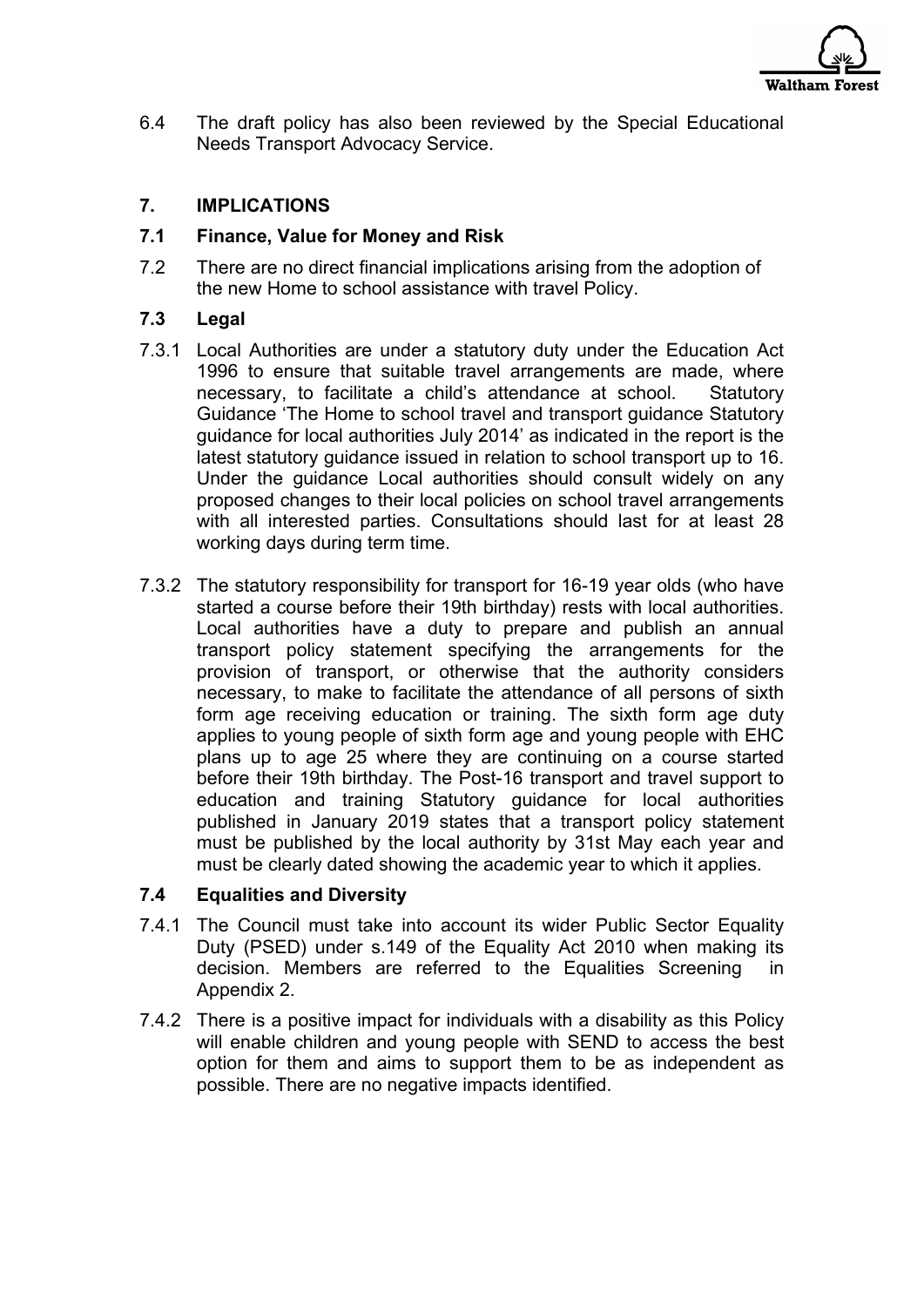6.4 The draft policy has also been reviewed by the Special Educational Needs Transport Advocacy Service.

## 7. IMPLICATIONS

### 7.1 Finance, Value for Money and Risk

7.2 There are no direct financial implications arising from the adoption of the new Home to school assistance with travel Policy.

### 7.3 Legal

7.3.1 Local Authorities are under a statutory duty under the Education Act 1996 to ensure that suitable travel arrangements are made, where necessary, to facilitate a child's attendance at school. Statutory Guidance 'The Home to school travel and transport guidance Statutory guidance for local authorities July 2014' as indicated in the report is the latest statutory guidance issued in relation to school transport up to 16. Under the guidance Local authorities should consult widely on any proposed changes to their local policies on school travel arrangements with all interested parties. Consultations should last for at least 28 working days during term time.

7.3.2 The statutory responsibility for transport for 16-19 year olds (who have started a course before their 19th birthday) rests with local authorities. Local authorities have a duty to prepare and publish an annual transport policy statement specifying the arrangements for the provision of transport, or otherwise that the authority considers necessary, to make to facilitate the attendance of all persons of sixth form age receiving education or training. The sixth form age duty applies to young people of sixth form age and young people with EHC plans up to age 25 where they are continuing on a course started before their 19th birthday. The Post-16 transport and travel support to education and training Statutory guidance for local authorities published in January 2019 states that a transport policy statement must be published by the local authority by 31st May each year and must be clearly dated showing the academic year to which it applies.

### 7.4 Equalities and Diversity

7.4.1 The Council must take into account its wider Public Sector Equality Duty (PSED) under s.149 of the Equality Act 2010 when making its decision. Members are referred to the Equalities Screening in Appendix 2.

7.4.2 There is a positive impact for individuals with a disability as this Policy will enable children and young people with SEND to access the best option for them and aims to support them to be as independent as possible. There are no negative impacts identified.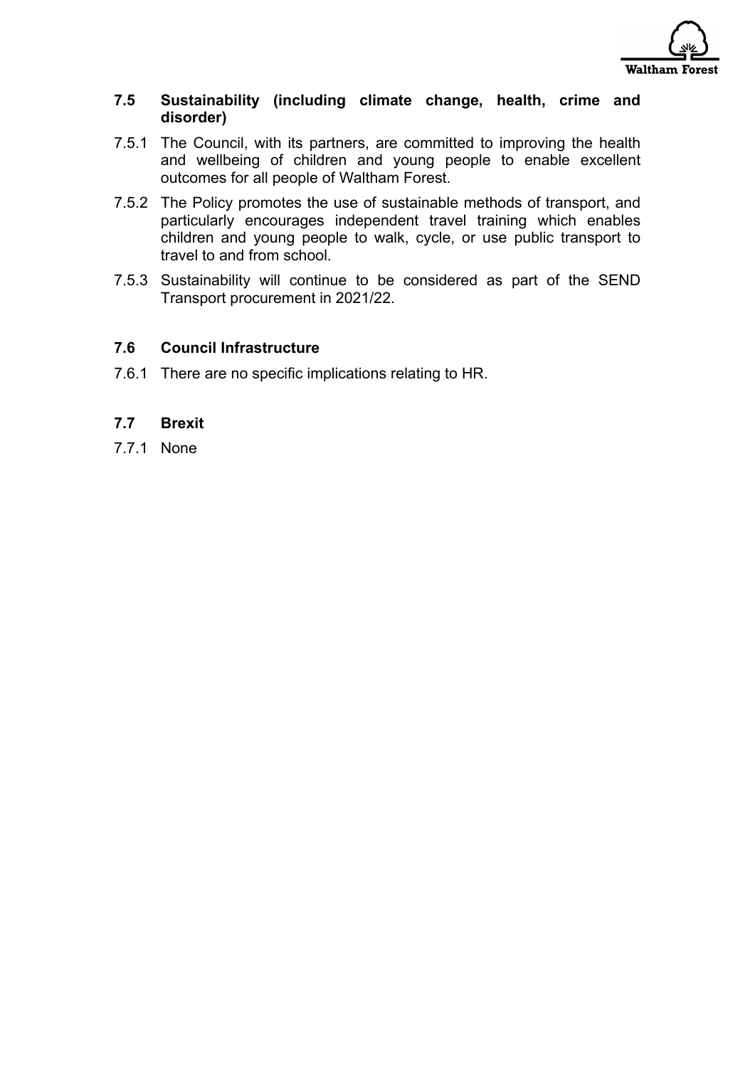### 7.5 Sustainability (including climate change, health, crime and disorder)

7.5.1 The Council, with its partners, are committed to improving the health and wellbeing of children and young people to enable excellent outcomes for all people of Waltham Forest.

7.5.2 The Policy promotes the use of sustainable methods of transport, and particularly encourages independent travel training which enables children and young people to walk, cycle, or use public transport to travel to and from school.

7.5.3 Sustainability will continue to be considered as part of the SEND Transport procurement in 2021/22.

### 7.6 Council Infrastructure

7.6.1 There are no specific implications relating to HR.

### 7.7 Brexit

7.7.1 None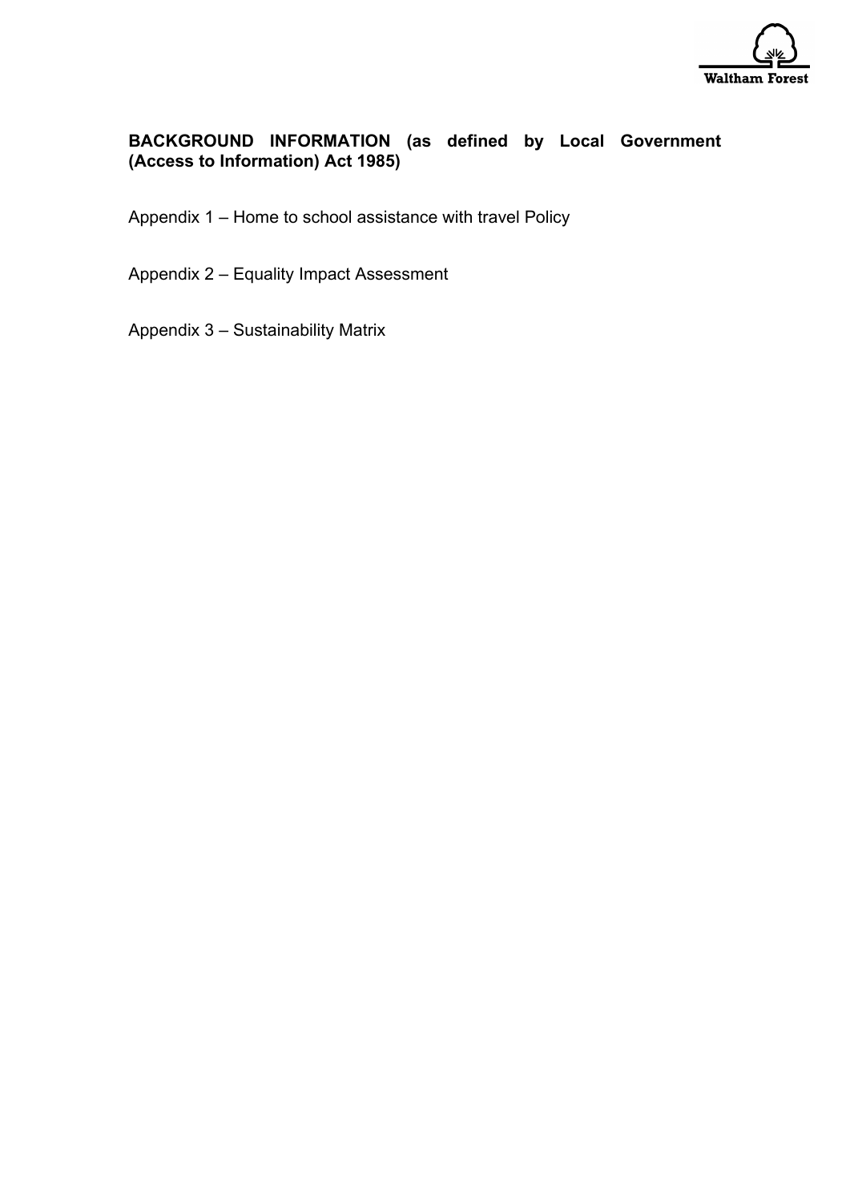**BACKGROUND INFORMATION (as defined by Local Government (Access to Information) Act 1985)**

Appendix 1 – Home to school assistance with travel Policy

Appendix 2 – Equality Impact Assessment

Appendix 3 – Sustainability Matrix